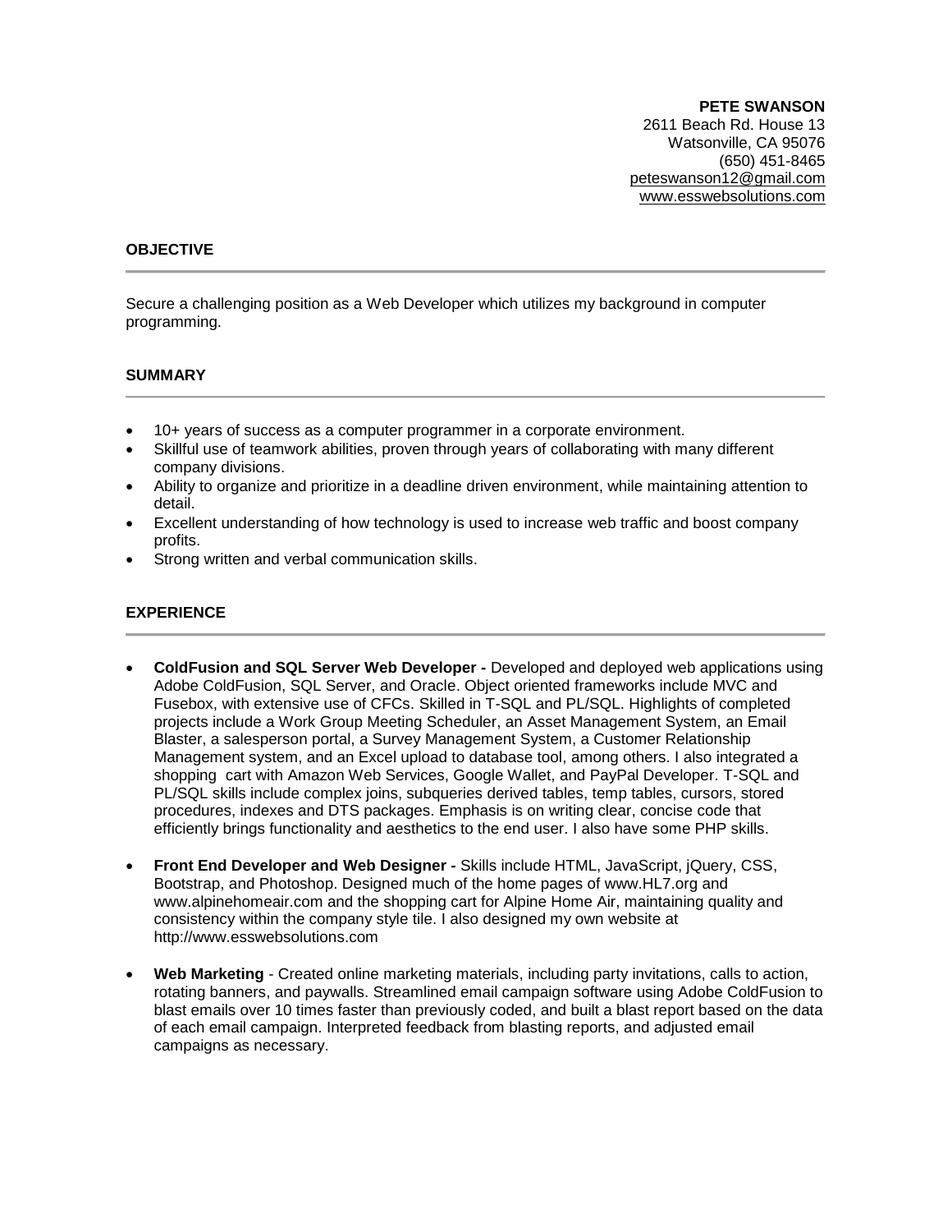**PETE SWANSON**
2611 Beach Rd. House 13
Watsonville, CA 95076
(650) 451-8465
peteswanson12@gmail.com
www.esswebsolutions.com

## OBJECTIVE

Secure a challenging position as a Web Developer which utilizes my background in computer programming.

## SUMMARY

- 10+ years of success as a computer programmer in a corporate environment.
- Skillful use of teamwork abilities, proven through years of collaborating with many different company divisions.
- Ability to organize and prioritize in a deadline driven environment, while maintaining attention to detail.
- Excellent understanding of how technology is used to increase web traffic and boost company profits.
- Strong written and verbal communication skills.

## EXPERIENCE

- **ColdFusion and SQL Server Web Developer -** Developed and deployed web applications using Adobe ColdFusion, SQL Server, and Oracle. Object oriented frameworks include MVC and Fusebox, with extensive use of CFCs. Skilled in T-SQL and PL/SQL. Highlights of completed projects include a Work Group Meeting Scheduler, an Asset Management System, an Email Blaster, a salesperson portal, a Survey Management System, a Customer Relationship Management system, and an Excel upload to database tool, among others. I also integrated a shopping cart with Amazon Web Services, Google Wallet, and PayPal Developer. T-SQL and PL/SQL skills include complex joins, subqueries derived tables, temp tables, cursors, stored procedures, indexes and DTS packages. Emphasis is on writing clear, concise code that efficiently brings functionality and aesthetics to the end user. I also have some PHP skills.

- **Front End Developer and Web Designer -** Skills include HTML, JavaScript, jQuery, CSS, Bootstrap, and Photoshop. Designed much of the home pages of www.HL7.org and www.alpinehomeair.com and the shopping cart for Alpine Home Air, maintaining quality and consistency within the company style tile. I also designed my own website at http://www.esswebsolutions.com

- **Web Marketing** - Created online marketing materials, including party invitations, calls to action, rotating banners, and paywalls. Streamlined email campaign software using Adobe ColdFusion to blast emails over 10 times faster than previously coded, and built a blast report based on the data of each email campaign. Interpreted feedback from blasting reports, and adjusted email campaigns as necessary.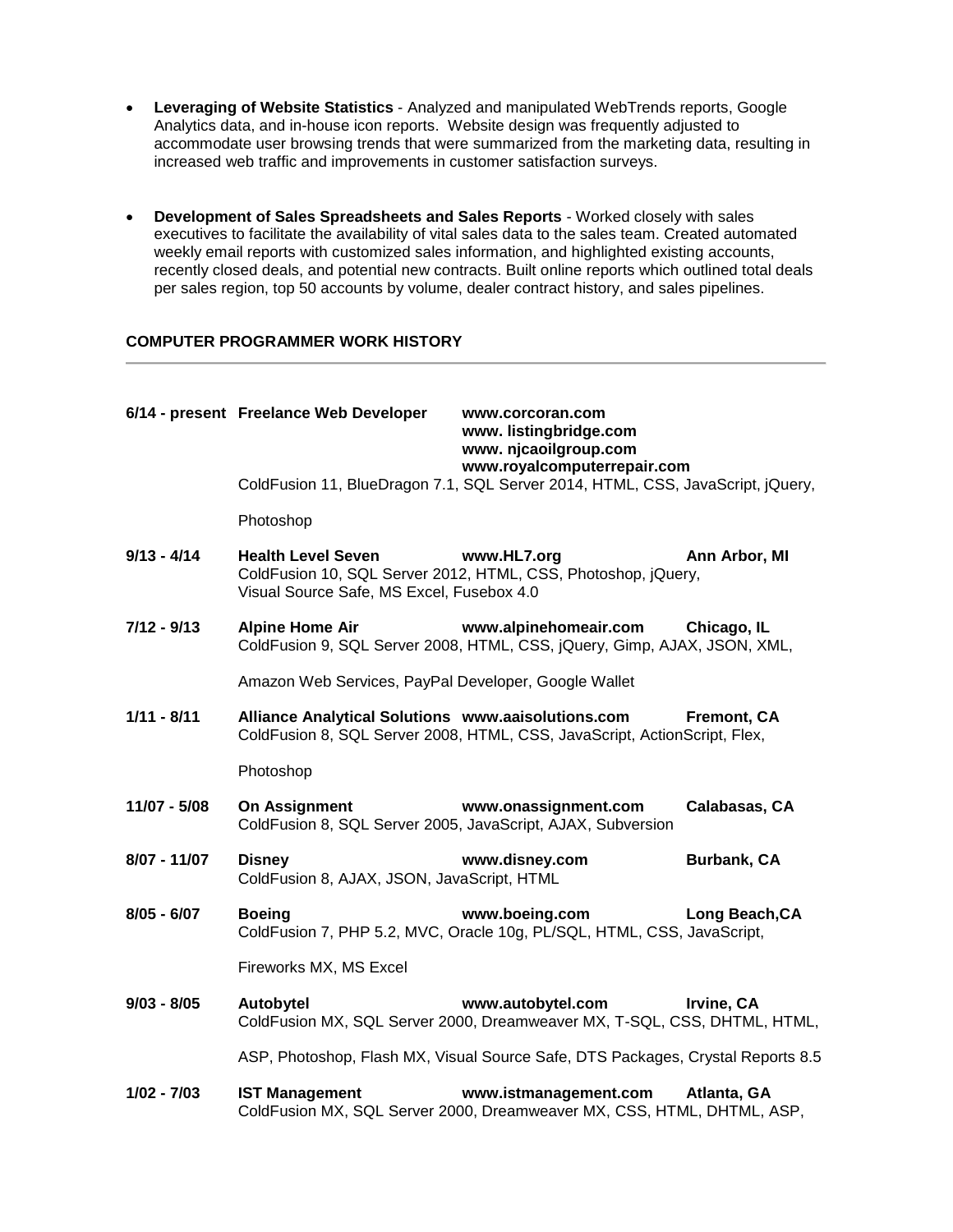- **Leveraging of Website Statistics** - Analyzed and manipulated WebTrends reports, Google Analytics data, and in-house icon reports. Website design was frequently adjusted to accommodate user browsing trends that were summarized from the marketing data, resulting in increased web traffic and improvements in customer satisfaction surveys.

- **Development of Sales Spreadsheets and Sales Reports** - Worked closely with sales executives to facilitate the availability of vital sales data to the sales team. Created automated weekly email reports with customized sales information, and highlighted existing accounts, recently closed deals, and potential new contracts. Built online reports which outlined total deals per sales region, top 50 accounts by volume, dealer contract history, and sales pipelines.

## COMPUTER PROGRAMMER WORK HISTORY

---

**6/14 - present** **Freelance Web Developer** **www.corcoran.com**
**www. listingbridge.com**
**www. njcaoilgroup.com**
**www.royalcomputerrepair.com**
ColdFusion 11, BlueDragon 7.1, SQL Server 2014, HTML, CSS, JavaScript, jQuery,

Photoshop

**9/13 - 4/14** **Health Level Seven** **www.HL7.org** **Ann Arbor, MI**
ColdFusion 10, SQL Server 2012, HTML, CSS, Photoshop, jQuery, Visual Source Safe, MS Excel, Fusebox 4.0

**7/12 - 9/13** **Alpine Home Air** **www.alpinehomeair.com** **Chicago, IL**
ColdFusion 9, SQL Server 2008, HTML, CSS, jQuery, Gimp, AJAX, JSON, XML,

Amazon Web Services, PayPal Developer, Google Wallet

**1/11 - 8/11** **Alliance Analytical Solutions** **www.aaisolutions.com** **Fremont, CA**
ColdFusion 8, SQL Server 2008, HTML, CSS, JavaScript, ActionScript, Flex,

Photoshop

**11/07 - 5/08** **On Assignment** **www.onassignment.com** **Calabasas, CA**
ColdFusion 8, SQL Server 2005, JavaScript, AJAX, Subversion

**8/07 - 11/07** **Disney** **www.disney.com** **Burbank, CA**
ColdFusion 8, AJAX, JSON, JavaScript, HTML

**8/05 - 6/07** **Boeing** **www.boeing.com** **Long Beach,CA**
ColdFusion 7, PHP 5.2, MVC, Oracle 10g, PL/SQL, HTML, CSS, JavaScript,

Fireworks MX, MS Excel

**9/03 - 8/05** **Autobytel** **www.autobytel.com** **Irvine, CA**
ColdFusion MX, SQL Server 2000, Dreamweaver MX, T-SQL, CSS, DHTML, HTML,

ASP, Photoshop, Flash MX, Visual Source Safe, DTS Packages, Crystal Reports 8.5

**1/02 - 7/03** **IST Management** **www.istmanagement.com** **Atlanta, GA**
ColdFusion MX, SQL Server 2000, Dreamweaver MX, CSS, HTML, DHTML, ASP,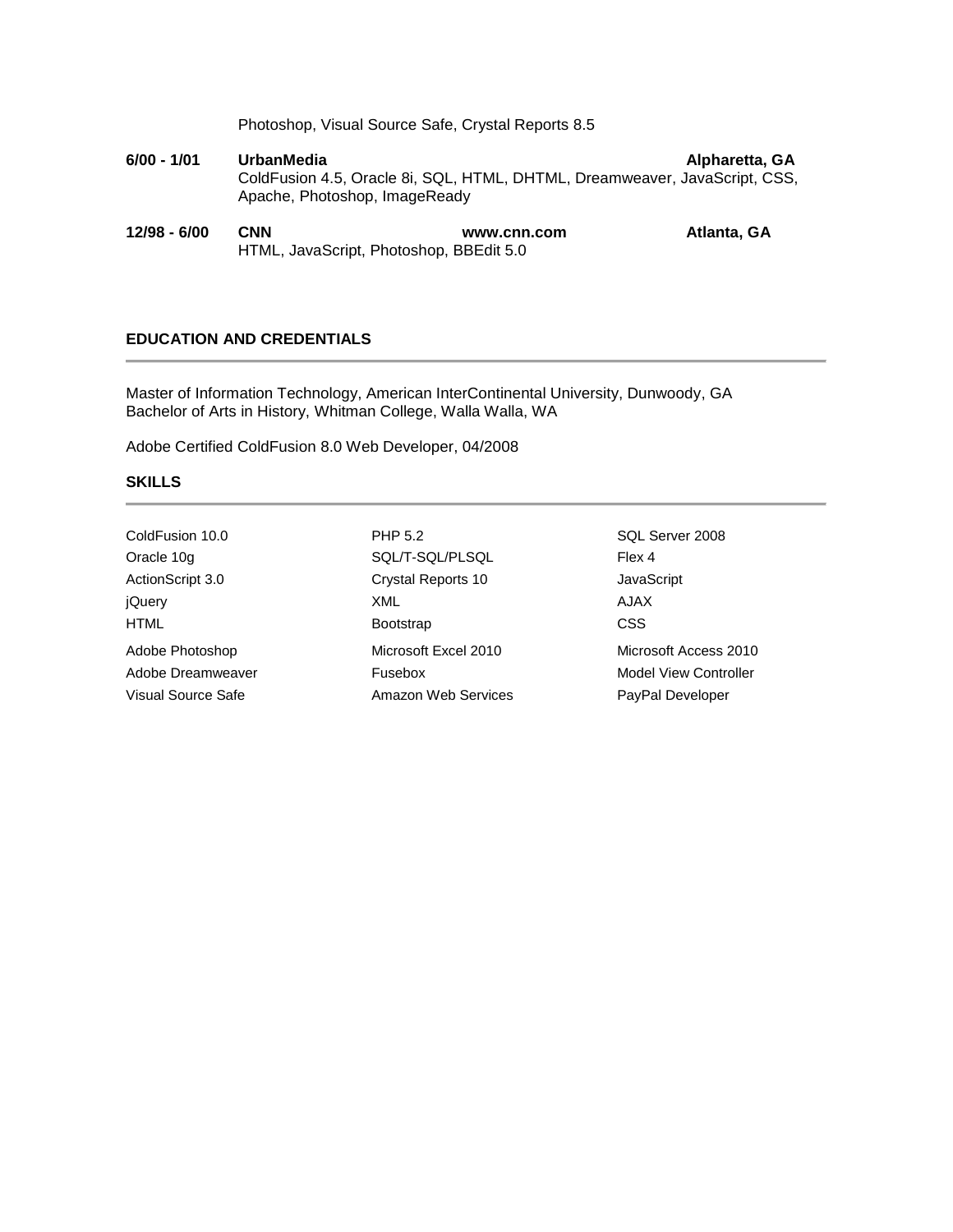Photoshop, Visual Source Safe, Crystal Reports 8.5

**6/00 - 1/01** **UrbanMedia** **Alpharetta, GA**
ColdFusion 4.5, Oracle 8i, SQL, HTML, DHTML, Dreamweaver, JavaScript, CSS, Apache, Photoshop, ImageReady

**12/98 - 6/00** **CNN** **www.cnn.com** **Atlanta, GA**
HTML, JavaScript, Photoshop, BBEdit 5.0

## EDUCATION AND CREDENTIALS

Master of Information Technology, American InterContinental University, Dunwoody, GA
Bachelor of Arts in History, Whitman College, Walla Walla, WA

Adobe Certified ColdFusion 8.0 Web Developer, 04/2008

## SKILLS

| | | |
|---|---|---|
| ColdFusion 10.0 | PHP 5.2 | SQL Server 2008 |
| Oracle 10g | SQL/T-SQL/PLSQL | Flex 4 |
| ActionScript 3.0 | Crystal Reports 10 | JavaScript |
| jQuery | XML | AJAX |
| HTML | Bootstrap | CSS |
| Adobe Photoshop | Microsoft Excel 2010 | Microsoft Access 2010 |
| Adobe Dreamweaver | Fusebox | Model View Controller |
| Visual Source Safe | Amazon Web Services | PayPal Developer |